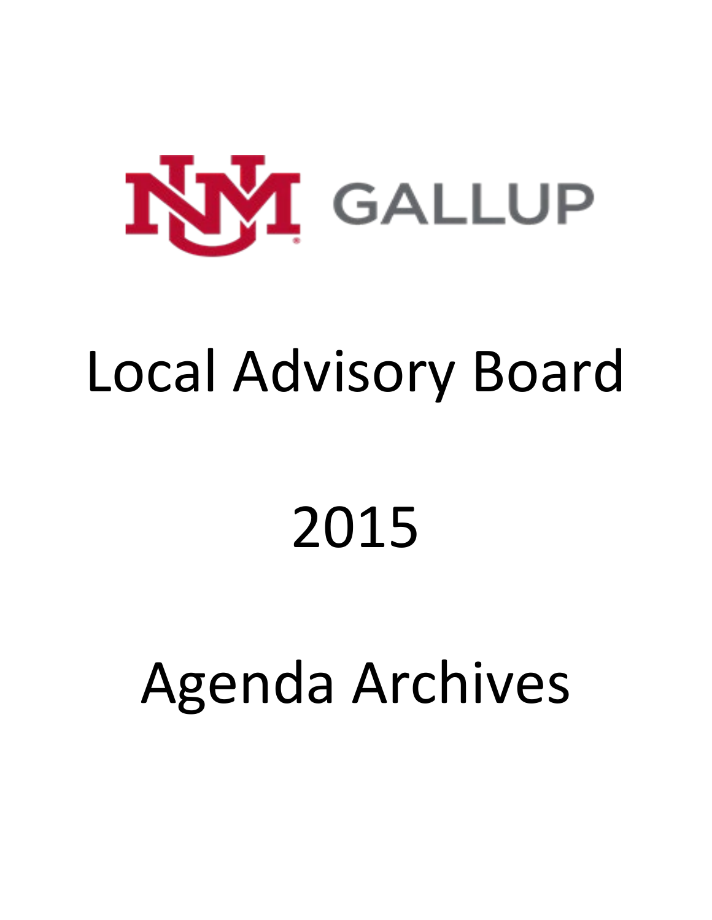UNM GALLUP

# Local Advisory Board

# 2015

# Agenda Archives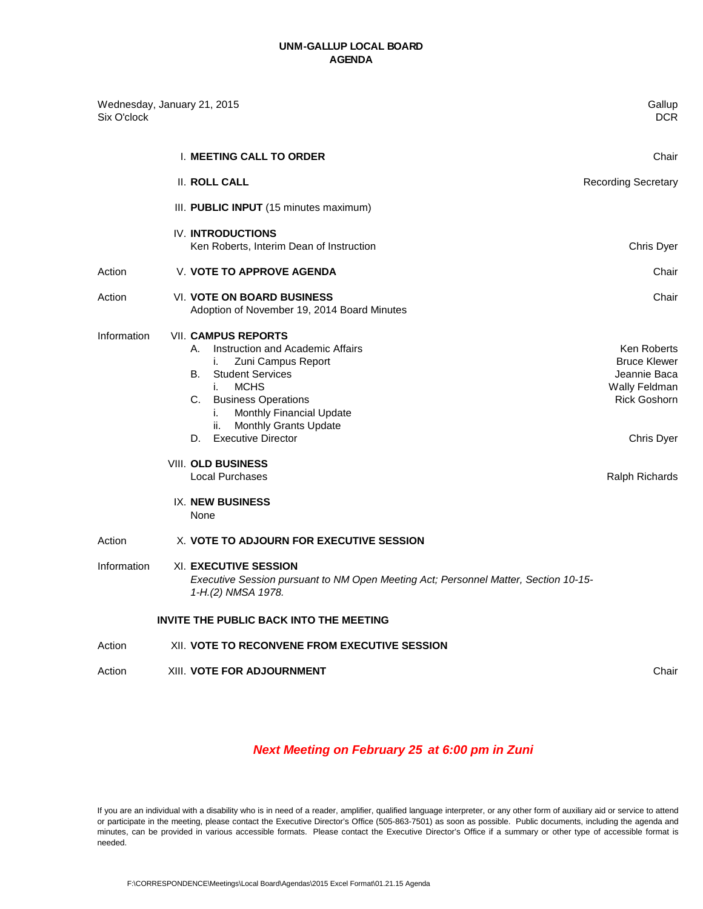# UNM-GALLUP LOCAL BOARD
## AGENDA

Wednesday, January 21, 2015 — Gallup
Six O'clock — DCR

| | | |
|---|---|---|
| | I. **MEETING CALL TO ORDER** | Chair |
| | II. **ROLL CALL** | Recording Secretary |
| | III. **PUBLIC INPUT** (15 minutes maximum) | |
| | IV. **INTRODUCTIONS**<br>Ken Roberts, Interim Dean of Instruction | Chris Dyer |
| Action | V. **VOTE TO APPROVE AGENDA** | Chair |
| Action | VI. **VOTE ON BOARD BUSINESS**<br>Adoption of November 19, 2014 Board Minutes | Chair |
| Information | VII. **CAMPUS REPORTS** | |
| | A. Instruction and Academic Affairs | Ken Roberts |
| | i. Zuni Campus Report | Bruce Klewer |
| | B. Student Services | Jeannie Baca |
| | i. MCHS | Wally Feldman |
| | C. Business Operations | Rick Goshorn |
| | i. Monthly Financial Update | |
| | ii. Monthly Grants Update | |
| | D. Executive Director | Chris Dyer |
| | VIII. **OLD BUSINESS**<br>Local Purchases | Ralph Richards |
| | IX. **NEW BUSINESS**<br>None | |
| Action | X. **VOTE TO ADJOURN FOR EXECUTIVE SESSION** | |
| Information | XI. **EXECUTIVE SESSION**<br>*Executive Session pursuant to NM Open Meeting Act; Personnel Matter, Section 10-15-1-H.(2) NMSA 1978.* | |
| | **INVITE THE PUBLIC BACK INTO THE MEETING** | |
| Action | XII. **VOTE TO RECONVENE FROM EXECUTIVE SESSION** | |
| Action | XIII. **VOTE FOR ADJOURNMENT** | Chair |

***Next Meeting on February 25 at 6:00 pm in Zuni***

If you are an individual with a disability who is in need of a reader, amplifier, qualified language interpreter, or any other form of auxiliary aid or service to attend or participate in the meeting, please contact the Executive Director's Office (505-863-7501) as soon as possible. Public documents, including the agenda and minutes, can be provided in various accessible formats. Please contact the Executive Director's Office if a summary or other type of accessible format is needed.

F:\CORRESPONDENCE\Meetings\Local Board\Agendas\2015 Excel Format\01.21.15 Agenda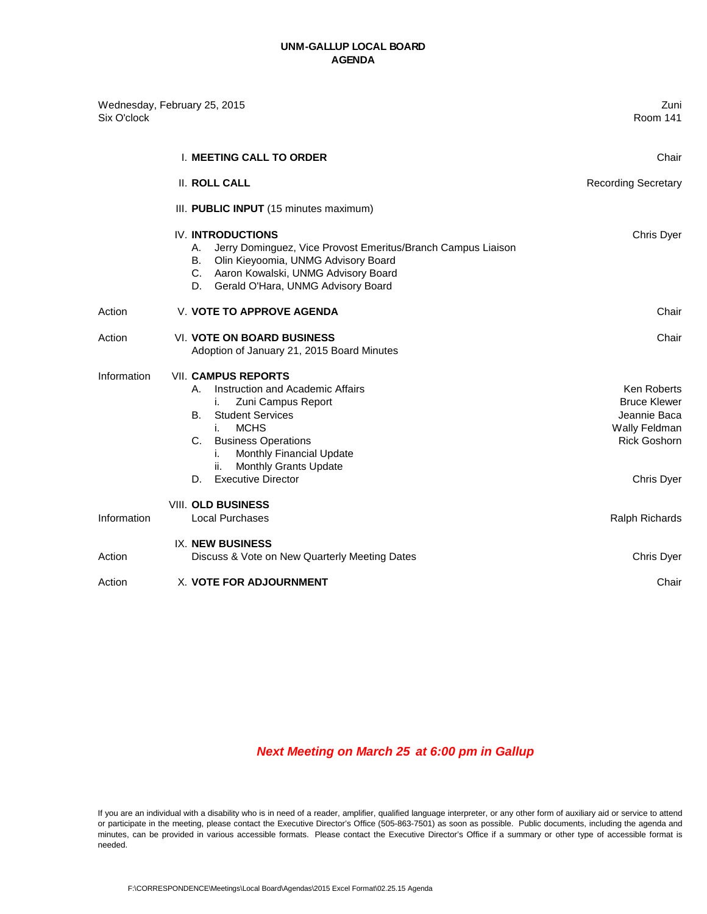# UNM-GALLUP LOCAL BOARD
## AGENDA

Wednesday, February 25, 2015 — Zuni
Six O'clock — Room 141

| | | |
|---|---|---|
| | I. **MEETING CALL TO ORDER** | Chair |
| | II. **ROLL CALL** | Recording Secretary |
| | III. **PUBLIC INPUT** (15 minutes maximum) | |
| | IV. **INTRODUCTIONS** | Chris Dyer |
| | A. Jerry Dominguez, Vice Provost Emeritus/Branch Campus Liaison | |
| | B. Olin Kieyoomia, UNMG Advisory Board | |
| | C. Aaron Kowalski, UNMG Advisory Board | |
| | D. Gerald O'Hara, UNMG Advisory Board | |
| Action | V. **VOTE TO APPROVE AGENDA** | Chair |
| Action | VI. **VOTE ON BOARD BUSINESS** | Chair |
| | Adoption of January 21, 2015 Board Minutes | |
| Information | VII. **CAMPUS REPORTS** | |
| | A. Instruction and Academic Affairs | Ken Roberts |
| | i. Zuni Campus Report | Bruce Klewer |
| | B. Student Services | Jeannie Baca |
| | i. MCHS | Wally Feldman |
| | C. Business Operations | Rick Goshorn |
| | i. Monthly Financial Update | |
| | ii. Monthly Grants Update | |
| | D. Executive Director | Chris Dyer |
| | VIII. **OLD BUSINESS** | |
| Information | Local Purchases | Ralph Richards |
| | IX. **NEW BUSINESS** | |
| Action | Discuss & Vote on New Quarterly Meeting Dates | Chris Dyer |
| Action | X. **VOTE FOR ADJOURNMENT** | Chair |

***Next Meeting on March 25 at 6:00 pm in Gallup***

If you are an individual with a disability who is in need of a reader, amplifier, qualified language interpreter, or any other form of auxiliary aid or service to attend or participate in the meeting, please contact the Executive Director's Office (505-863-7501) as soon as possible. Public documents, including the agenda and minutes, can be provided in various accessible formats. Please contact the Executive Director's Office if a summary or other type of accessible format is needed.

F:\CORRESPONDENCE\Meetings\Local Board\Agendas\2015 Excel Format\02.25.15 Agenda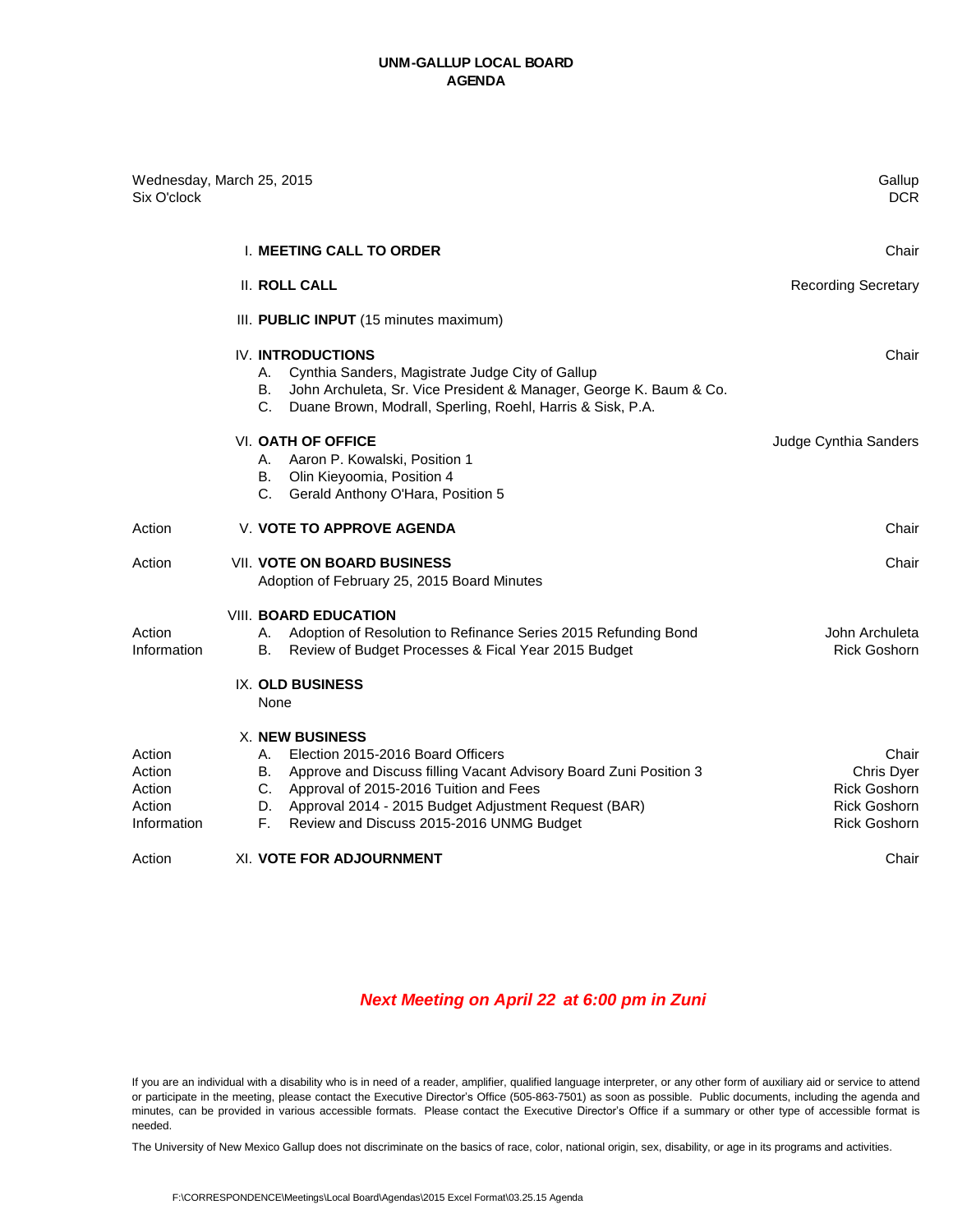# UNM-GALLUP LOCAL BOARD
## AGENDA

Wednesday, March 25, 2015 — Gallup
Six O'clock — DCR

| | | |
|---|---|---|
| | I. **MEETING CALL TO ORDER** | Chair |
| | II. **ROLL CALL** | Recording Secretary |
| | III. **PUBLIC INPUT** (15 minutes maximum) | |
| | IV. **INTRODUCTIONS** | Chair |
| | A. Cynthia Sanders, Magistrate Judge City of Gallup | |
| | B. John Archuleta, Sr. Vice President & Manager, George K. Baum & Co. | |
| | C. Duane Brown, Modrall, Sperling, Roehl, Harris & Sisk, P.A. | |
| | VI. **OATH OF OFFICE** | Judge Cynthia Sanders |
| | A. Aaron P. Kowalski, Position 1 | |
| | B. Olin Kieyoomia, Position 4 | |
| | C. Gerald Anthony O'Hara, Position 5 | |
| Action | V. **VOTE TO APPROVE AGENDA** | Chair |
| Action | VII. **VOTE ON BOARD BUSINESS** | Chair |
| | Adoption of February 25, 2015 Board Minutes | |
| | VIII. **BOARD EDUCATION** | |
| Action | A. Adoption of Resolution to Refinance Series 2015 Refunding Bond | John Archuleta |
| Information | B. Review of Budget Processes & Fical Year 2015 Budget | Rick Goshorn |
| | IX. **OLD BUSINESS** | |
| | None | |
| | X. **NEW BUSINESS** | |
| Action | A. Election 2015-2016 Board Officers | Chair |
| Action | B. Approve and Discuss filling Vacant Advisory Board Zuni Position 3 | Chris Dyer |
| Action | C. Approval of 2015-2016 Tuition and Fees | Rick Goshorn |
| Action | D. Approval 2014 - 2015 Budget Adjustment Request (BAR) | Rick Goshorn |
| Information | F. Review and Discuss 2015-2016 UNMG Budget | Rick Goshorn |
| Action | XI. **VOTE FOR ADJOURNMENT** | Chair |

***Next Meeting on April 22 at 6:00 pm in Zuni***

If you are an individual with a disability who is in need of a reader, amplifier, qualified language interpreter, or any other form of auxiliary aid or service to attend or participate in the meeting, please contact the Executive Director's Office (505-863-7501) as soon as possible. Public documents, including the agenda and minutes, can be provided in various accessible formats. Please contact the Executive Director's Office if a summary or other type of accessible format is needed.

The University of New Mexico Gallup does not discriminate on the basics of race, color, national origin, sex, disability, or age in its programs and activities.

F:\CORRESPONDENCE\Meetings\Local Board\Agendas\2015 Excel Format\03.25.15 Agenda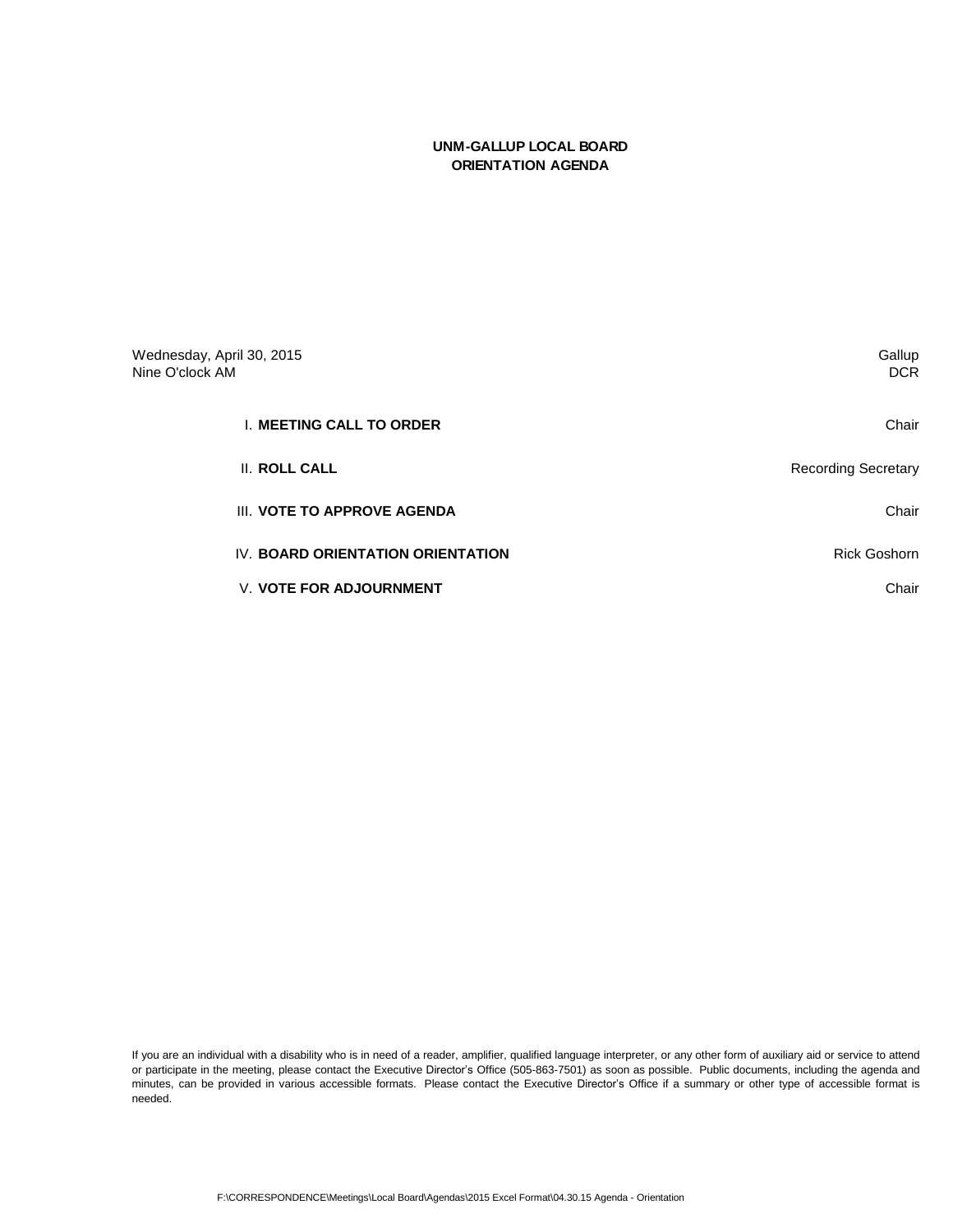# UNM-GALLUP LOCAL BOARD
## ORIENTATION AGENDA

| | |
|---|---|
| Wednesday, April 30, 2015 | Gallup |
| Nine O'clock AM | DCR |

| | |
|---|---|
| I. **MEETING CALL TO ORDER** | Chair |
| II. **ROLL CALL** | Recording Secretary |
| III. **VOTE TO APPROVE AGENDA** | Chair |
| IV. **BOARD ORIENTATION ORIENTATION** | Rick Goshorn |
| V. **VOTE FOR ADJOURNMENT** | Chair |

If you are an individual with a disability who is in need of a reader, amplifier, qualified language interpreter, or any other form of auxiliary aid or service to attend or participate in the meeting, please contact the Executive Director's Office (505-863-7501) as soon as possible. Public documents, including the agenda and minutes, can be provided in various accessible formats. Please contact the Executive Director's Office if a summary or other type of accessible format is needed.

F:\CORRESPONDENCE\Meetings\Local Board\Agendas\2015 Excel Format\04.30.15 Agenda - Orientation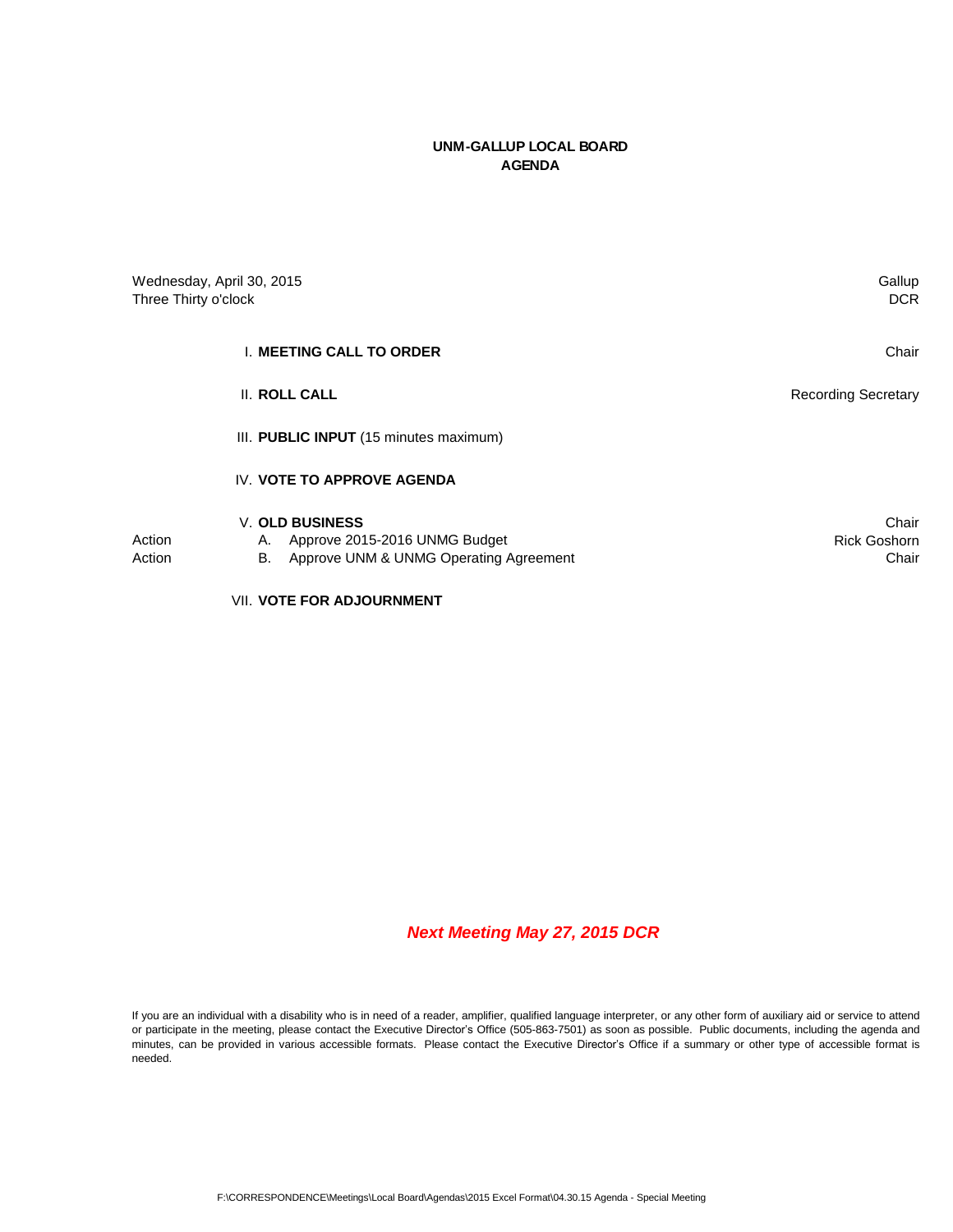**UNM-GALLUP LOCAL BOARD**
**AGENDA**

| | | |
|---|---|---|
| Wednesday, April 30, 2015 | | Gallup |
| Three Thirty o'clock | | DCR |
| | I. **MEETING CALL TO ORDER** | Chair |
| | II. **ROLL CALL** | Recording Secretary |
| | III. **PUBLIC INPUT** (15 minutes maximum) | |
| | IV. **VOTE TO APPROVE AGENDA** | |
| | V. **OLD BUSINESS** | Chair |
| Action | A. Approve 2015-2016 UNMG Budget | Rick Goshorn |
| Action | B. Approve UNM & UNMG Operating Agreement | Chair |
| | VII. **VOTE FOR ADJOURNMENT** | |

***Next Meeting May 27, 2015 DCR***

If you are an individual with a disability who is in need of a reader, amplifier, qualified language interpreter, or any other form of auxiliary aid or service to attend or participate in the meeting, please contact the Executive Director's Office (505-863-7501) as soon as possible. Public documents, including the agenda and minutes, can be provided in various accessible formats. Please contact the Executive Director's Office if a summary or other type of accessible format is needed.

F:\CORRESPONDENCE\Meetings\Local Board\Agendas\2015 Excel Format\04.30.15 Agenda - Special Meeting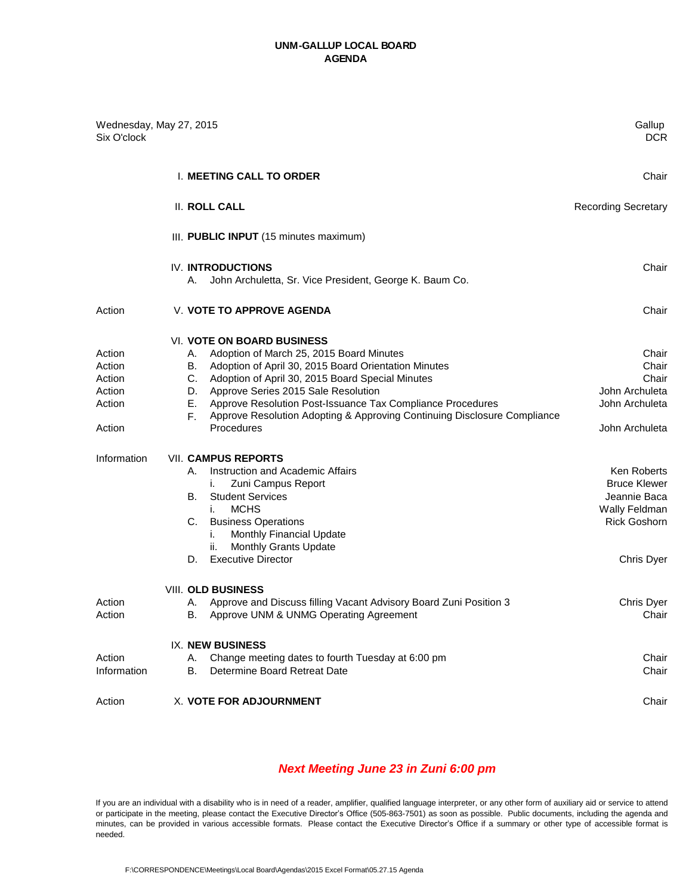# UNM-GALLUP LOCAL BOARD
# AGENDA

Wednesday, May 27, 2015 — Gallup
Six O'clock — DCR

| | | |
|---|---|---|
| | I. **MEETING CALL TO ORDER** | Chair |
| | II. **ROLL CALL** | Recording Secretary |
| | III. **PUBLIC INPUT** (15 minutes maximum) | |
| | IV. **INTRODUCTIONS** | Chair |
| | A. John Archuletta, Sr. Vice President, George K. Baum Co. | |
| Action | V. **VOTE TO APPROVE AGENDA** | Chair |
| | VI. **VOTE ON BOARD BUSINESS** | |
| Action | A. Adoption of March 25, 2015 Board Minutes | Chair |
| Action | B. Adoption of April 30, 2015 Board Orientation Minutes | Chair |
| Action | C. Adoption of April 30, 2015 Board Special Minutes | Chair |
| Action | D. Approve Series 2015 Sale Resolution | John Archuleta |
| Action | E. Approve Resolution Post-Issuance Tax Compliance Procedures | John Archuleta |
| Action | F. Approve Resolution Adopting & Approving Continuing Disclosure Compliance Procedures | John Archuleta |
| Information | VII. **CAMPUS REPORTS** | |
| | A. Instruction and Academic Affairs | Ken Roberts |
| | i. Zuni Campus Report | Bruce Klewer |
| | B. Student Services | Jeannie Baca |
| | i. MCHS | Wally Feldman |
| | C. Business Operations | Rick Goshorn |
| | i. Monthly Financial Update | |
| | ii. Monthly Grants Update | |
| | D. Executive Director | Chris Dyer |
| | VIII. **OLD BUSINESS** | |
| Action | A. Approve and Discuss filling Vacant Advisory Board Zuni Position 3 | Chris Dyer |
| Action | B. Approve UNM & UNMG Operating Agreement | Chair |
| | IX. **NEW BUSINESS** | |
| Action | A. Change meeting dates to fourth Tuesday at 6:00 pm | Chair |
| Information | B. Determine Board Retreat Date | Chair |
| Action | X. **VOTE FOR ADJOURNMENT** | Chair |

***Next Meeting June 23 in Zuni 6:00 pm***

If you are an individual with a disability who is in need of a reader, amplifier, qualified language interpreter, or any other form of auxiliary aid or service to attend or participate in the meeting, please contact the Executive Director's Office (505-863-7501) as soon as possible. Public documents, including the agenda and minutes, can be provided in various accessible formats. Please contact the Executive Director's Office if a summary or other type of accessible format is needed.

F:\CORRESPONDENCE\Meetings\Local Board\Agendas\2015 Excel Format\05.27.15 Agenda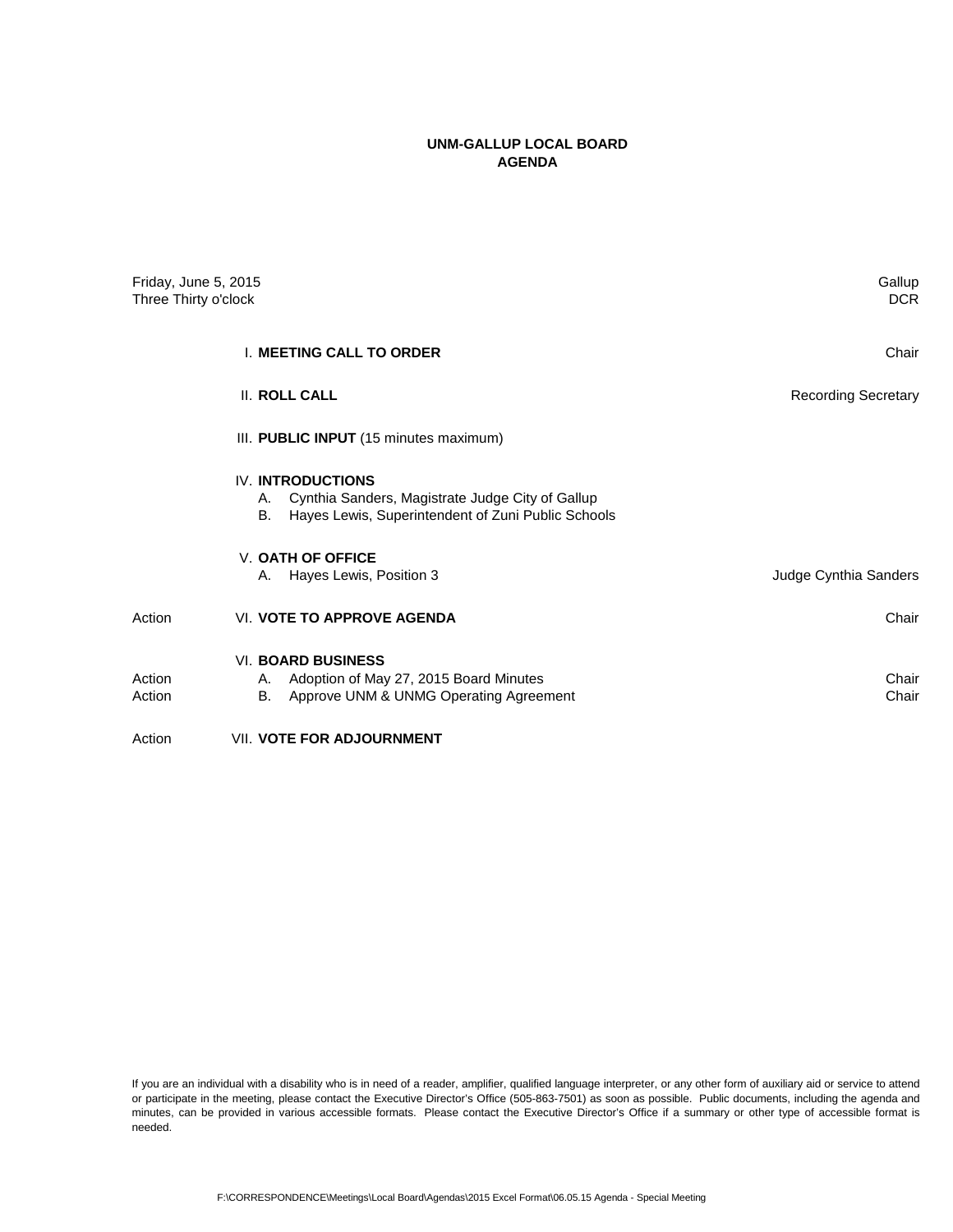# UNM-GALLUP LOCAL BOARD
# AGENDA

| | | |
|---|---|---|
| Friday, June 5, 2015 | | Gallup |
| Three Thirty o'clock | | DCR |
| | I. **MEETING CALL TO ORDER** | Chair |
| | II. **ROLL CALL** | Recording Secretary |
| | III. **PUBLIC INPUT** (15 minutes maximum) | |
| | IV. **INTRODUCTIONS** | |
| | A. Cynthia Sanders, Magistrate Judge City of Gallup | |
| | B. Hayes Lewis, Superintendent of Zuni Public Schools | |
| | V. **OATH OF OFFICE** | |
| | A. Hayes Lewis, Position 3 | Judge Cynthia Sanders |
| Action | VI. **VOTE TO APPROVE AGENDA** | Chair |
| | VI. **BOARD BUSINESS** | |
| Action | A. Adoption of May 27, 2015 Board Minutes | Chair |
| Action | B. Approve UNM & UNMG Operating Agreement | Chair |
| Action | VII. **VOTE FOR ADJOURNMENT** | |

If you are an individual with a disability who is in need of a reader, amplifier, qualified language interpreter, or any other form of auxiliary aid or service to attend or participate in the meeting, please contact the Executive Director's Office (505-863-7501) as soon as possible. Public documents, including the agenda and minutes, can be provided in various accessible formats. Please contact the Executive Director's Office if a summary or other type of accessible format is needed.

F:\CORRESPONDENCE\Meetings\Local Board\Agendas\2015 Excel Format\06.05.15 Agenda - Special Meeting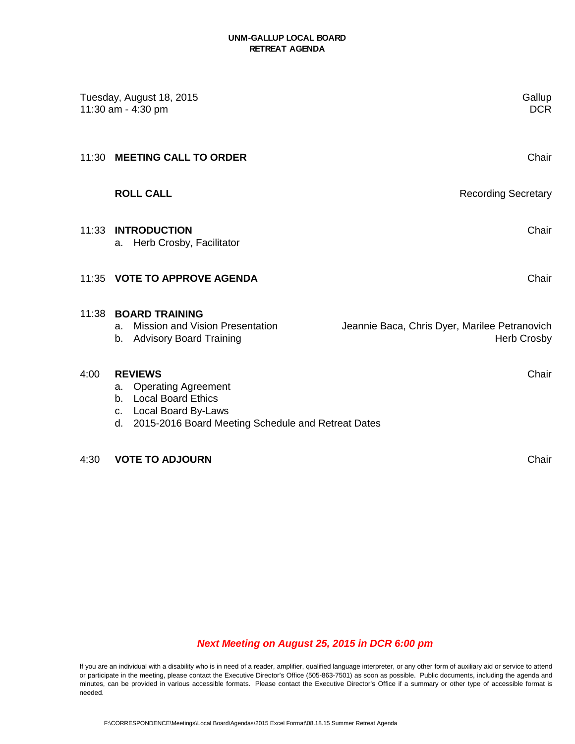**UNM-GALLUP LOCAL BOARD**
**RETREAT AGENDA**

| Tuesday, August 18, 2015<br>11:30 am - 4:30 pm | | Gallup<br>DCR |
|---|---|---|
| 11:30 | **MEETING CALL TO ORDER** | Chair |
| | **ROLL CALL** | Recording Secretary |
| 11:33 | **INTRODUCTION**<br>a. Herb Crosby, Facilitator | Chair |
| 11:35 | **VOTE TO APPROVE AGENDA** | Chair |
| 11:38 | **BOARD TRAINING**<br>a. Mission and Vision Presentation<br>b. Advisory Board Training | <br>Jeannie Baca, Chris Dyer, Marilee Petranovich<br>Herb Crosby |
| 4:00 | **REVIEWS**<br>a. Operating Agreement<br>b. Local Board Ethics<br>c. Local Board By-Laws<br>d. 2015-2016 Board Meeting Schedule and Retreat Dates | Chair |
| 4:30 | **VOTE TO ADJOURN** | Chair |

***Next Meeting on August 25, 2015 in DCR 6:00 pm***

If you are an individual with a disability who is in need of a reader, amplifier, qualified language interpreter, or any other form of auxiliary aid or service to attend or participate in the meeting, please contact the Executive Director's Office (505-863-7501) as soon as possible. Public documents, including the agenda and minutes, can be provided in various accessible formats. Please contact the Executive Director's Office if a summary or other type of accessible format is needed.

F:\CORRESPONDENCE\Meetings\Local Board\Agendas\2015 Excel Format\08.18.15 Summer Retreat Agenda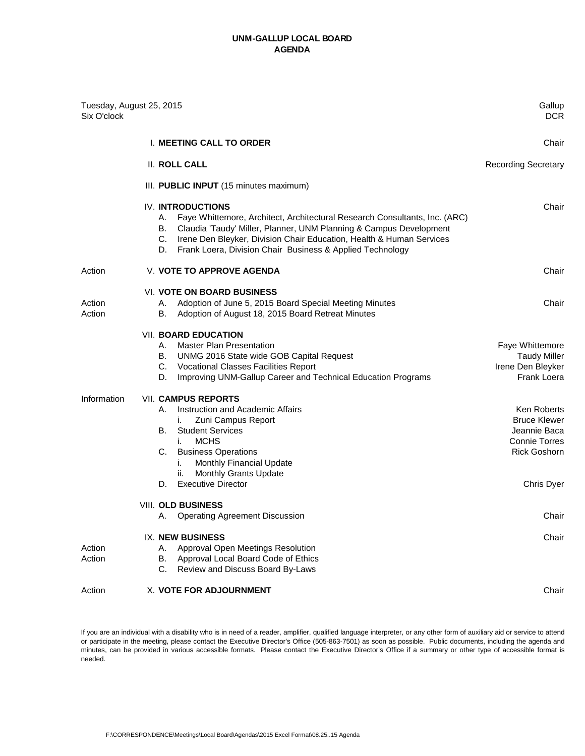# UNM-GALLUP LOCAL BOARD
## AGENDA

Tuesday, August 25, 2015 — Gallup
Six O'clock — DCR

| | Item | Presenter |
|---|---|---|
| | I. **MEETING CALL TO ORDER** | Chair |
| | II. **ROLL CALL** | Recording Secretary |
| | III. **PUBLIC INPUT** (15 minutes maximum) | |
| | IV. **INTRODUCTIONS** | Chair |
| | A. Faye Whittemore, Architect, Architectural Research Consultants, Inc. (ARC) | |
| | B. Claudia 'Taudy' Miller, Planner, UNM Planning & Campus Development | |
| | C. Irene Den Bleyker, Division Chair Education, Health & Human Services | |
| | D. Frank Loera, Division Chair Business & Applied Technology | |
| Action | V. **VOTE TO APPROVE AGENDA** | Chair |
| | VI. **VOTE ON BOARD BUSINESS** | |
| Action | A. Adoption of June 5, 2015 Board Special Meeting Minutes | Chair |
| Action | B. Adoption of August 18, 2015 Board Retreat Minutes | |
| | VII. **BOARD EDUCATION** | |
| | A. Master Plan Presentation | Faye Whittemore |
| | B. UNMG 2016 State wide GOB Capital Request | Taudy Miller |
| | C. Vocational Classes Facilities Report | Irene Den Bleyker |
| | D. Improving UNM-Gallup Career and Technical Education Programs | Frank Loera |
| Information | VII. **CAMPUS REPORTS** | |
| | A. Instruction and Academic Affairs | Ken Roberts |
| | i. Zuni Campus Report | Bruce Klewer |
| | B. Student Services | Jeannie Baca |
| | i. MCHS | Connie Torres |
| | C. Business Operations | Rick Goshorn |
| | i. Monthly Financial Update | |
| | ii. Monthly Grants Update | |
| | D. Executive Director | Chris Dyer |
| | VIII. **OLD BUSINESS** | |
| | A. Operating Agreement Discussion | Chair |
| | IX. **NEW BUSINESS** | Chair |
| Action | A. Approval Open Meetings Resolution | |
| Action | B. Approval Local Board Code of Ethics | |
| | C. Review and Discuss Board By-Laws | |
| Action | X. **VOTE FOR ADJOURNMENT** | Chair |

If you are an individual with a disability who is in need of a reader, amplifier, qualified language interpreter, or any other form of auxiliary aid or service to attend or participate in the meeting, please contact the Executive Director's Office (505-863-7501) as soon as possible. Public documents, including the agenda and minutes, can be provided in various accessible formats. Please contact the Executive Director's Office if a summary or other type of accessible format is needed.

F:\CORRESPONDENCE\Meetings\Local Board\Agendas\2015 Excel Format\08.25..15 Agenda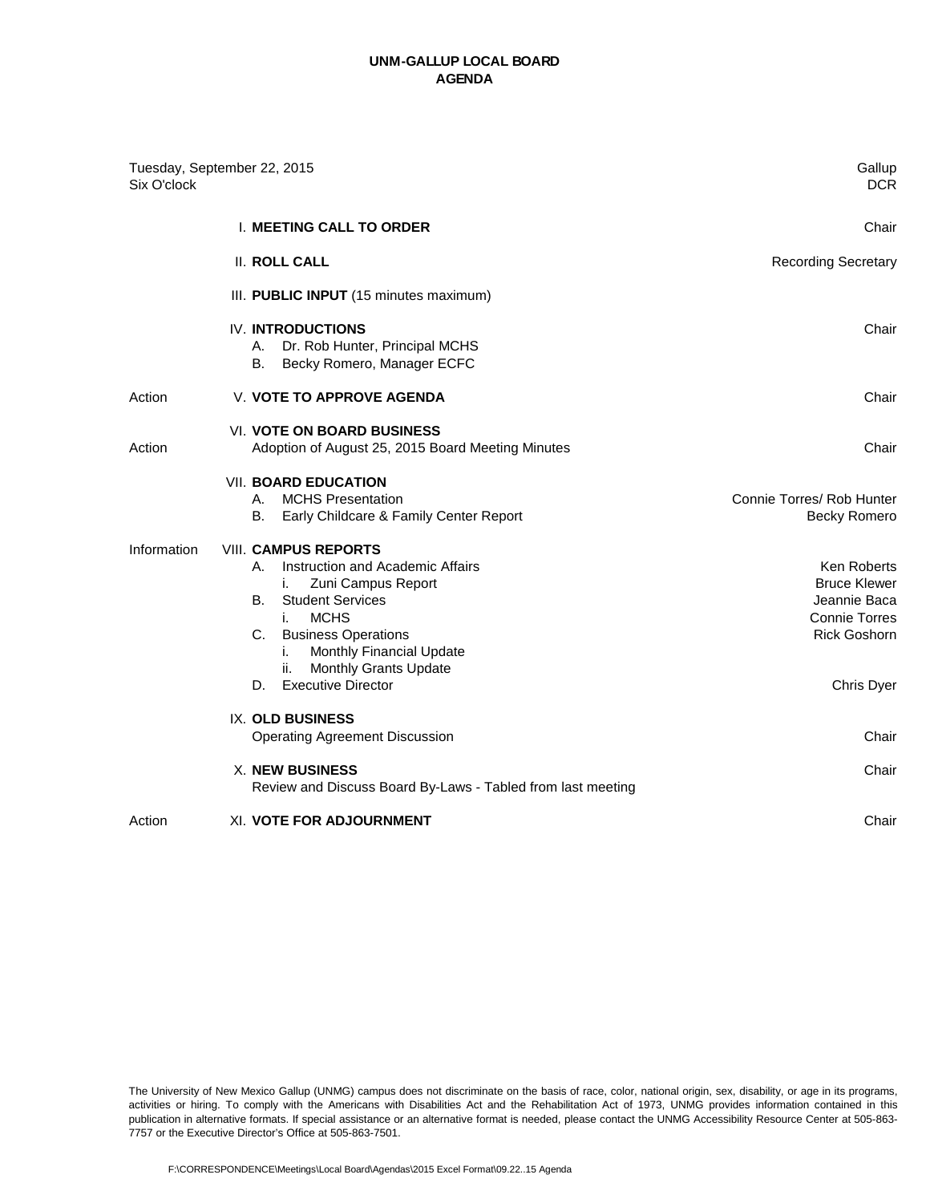# UNM-GALLUP LOCAL BOARD
## AGENDA

| | | |
|---|---|---|
| Tuesday, September 22, 2015<br>Six O'clock | | Gallup<br>DCR |
| | I. **MEETING CALL TO ORDER** | Chair |
| | II. **ROLL CALL** | Recording Secretary |
| | III. **PUBLIC INPUT** (15 minutes maximum) | |
| | IV. **INTRODUCTIONS**<br>A. Dr. Rob Hunter, Principal MCHS<br>B. Becky Romero, Manager ECFC | Chair |
| Action | V. **VOTE TO APPROVE AGENDA** | Chair |
| Action | VI. **VOTE ON BOARD BUSINESS**<br>Adoption of August 25, 2015 Board Meeting Minutes | Chair |
| | VII. **BOARD EDUCATION**<br>A. MCHS Presentation<br>B. Early Childcare & Family Center Report | Connie Torres/ Rob Hunter<br>Becky Romero |
| Information | VIII. **CAMPUS REPORTS**<br>A. Instruction and Academic Affairs<br>i. Zuni Campus Report<br>B. Student Services<br>i. MCHS<br>C. Business Operations<br>i. Monthly Financial Update<br>ii. Monthly Grants Update<br>D. Executive Director | Ken Roberts<br>Bruce Klewer<br>Jeannie Baca<br>Connie Torres<br>Rick Goshorn<br><br><br>Chris Dyer |
| | IX. **OLD BUSINESS**<br>Operating Agreement Discussion | Chair |
| | X. **NEW BUSINESS**<br>Review and Discuss Board By-Laws - Tabled from last meeting | Chair |
| Action | XI. **VOTE FOR ADJOURNMENT** | Chair |

The University of New Mexico Gallup (UNMG) campus does not discriminate on the basis of race, color, national origin, sex, disability, or age in its programs, activities or hiring. To comply with the Americans with Disabilities Act and the Rehabilitation Act of 1973, UNMG provides information contained in this publication in alternative formats. If special assistance or an alternative format is needed, please contact the UNMG Accessibility Resource Center at 505-863-7757 or the Executive Director's Office at 505-863-7501.

F:\CORRESPONDENCE\Meetings\Local Board\Agendas\2015 Excel Format\09.22..15 Agenda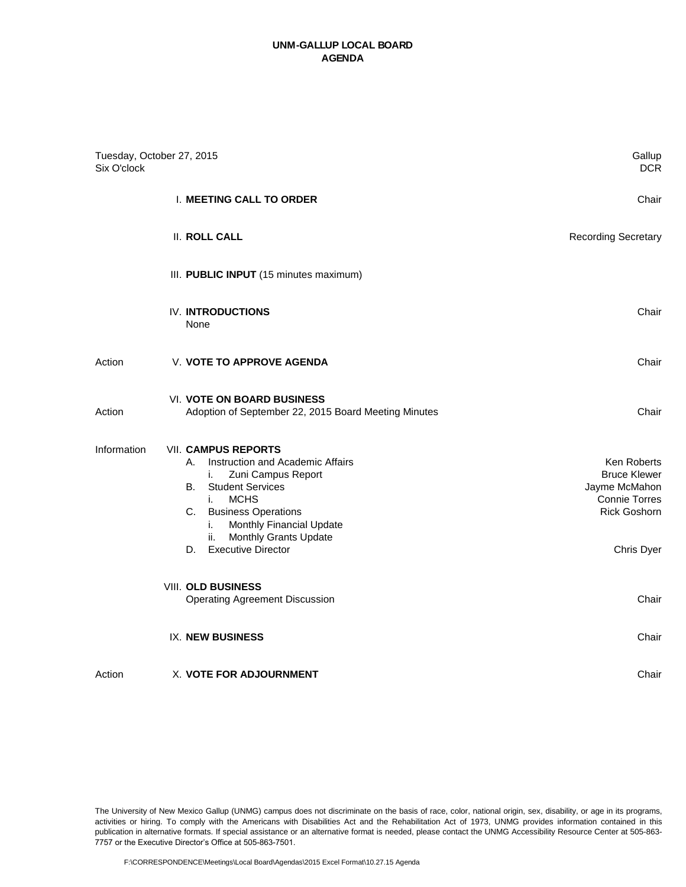# UNM-GALLUP LOCAL BOARD
## AGENDA

Tuesday, October 27, 2015 — Gallup
Six O'clock — DCR

| | | |
|---|---|---|
| | I. **MEETING CALL TO ORDER** | Chair |
| | II. **ROLL CALL** | Recording Secretary |
| | III. **PUBLIC INPUT** (15 minutes maximum) | |
| | IV. **INTRODUCTIONS**<br>None | Chair |
| Action | V. **VOTE TO APPROVE AGENDA** | Chair |
| Action | VI. **VOTE ON BOARD BUSINESS**<br>Adoption of September 22, 2015 Board Meeting Minutes | Chair |
| Information | VII. **CAMPUS REPORTS** | |
| | A. Instruction and Academic Affairs | Ken Roberts |
| | i. Zuni Campus Report | Bruce Klewer |
| | B. Student Services | Jayme McMahon |
| | i. MCHS | Connie Torres |
| | C. Business Operations | Rick Goshorn |
| | i. Monthly Financial Update | |
| | ii. Monthly Grants Update | |
| | D. Executive Director | Chris Dyer |
| | VIII. **OLD BUSINESS**<br>Operating Agreement Discussion | Chair |
| | IX. **NEW BUSINESS** | Chair |
| Action | X. **VOTE FOR ADJOURNMENT** | Chair |

The University of New Mexico Gallup (UNMG) campus does not discriminate on the basis of race, color, national origin, sex, disability, or age in its programs, activities or hiring. To comply with the Americans with Disabilities Act and the Rehabilitation Act of 1973, UNMG provides information contained in this publication in alternative formats. If special assistance or an alternative format is needed, please contact the UNMG Accessibility Resource Center at 505-863-7757 or the Executive Director's Office at 505-863-7501.

F:\CORRESPONDENCE\Meetings\Local Board\Agendas\2015 Excel Format\10.27.15 Agenda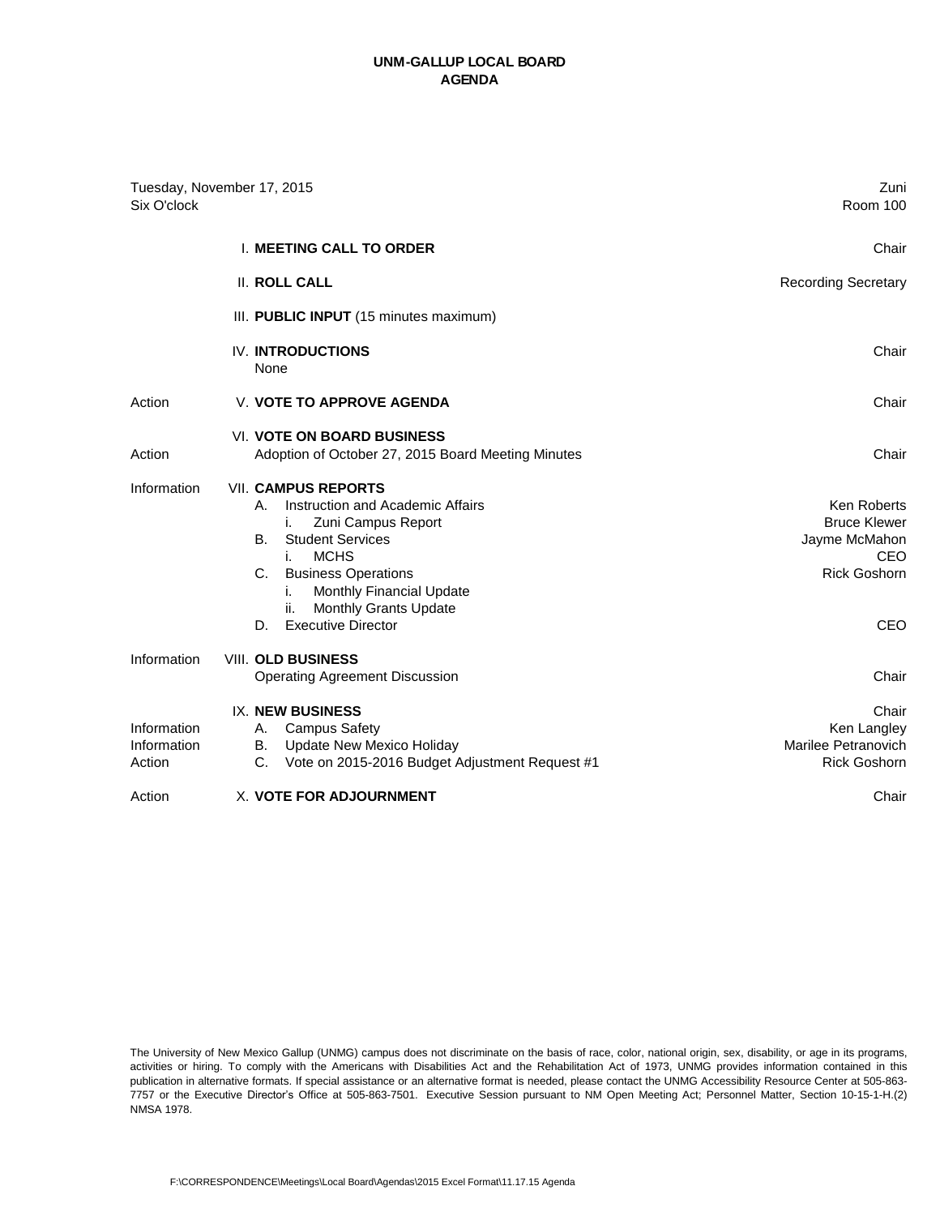# UNM-GALLUP LOCAL BOARD
## AGENDA

Tuesday, November 17, 2015 — Zuni
Six O'clock — Room 100

| | | |
|---|---|---|
| | I. **MEETING CALL TO ORDER** | Chair |
| | II. **ROLL CALL** | Recording Secretary |
| | III. **PUBLIC INPUT** (15 minutes maximum) | |
| | IV. **INTRODUCTIONS** | Chair |
| | None | |
| Action | V. **VOTE TO APPROVE AGENDA** | Chair |
| | VI. **VOTE ON BOARD BUSINESS** | |
| Action | Adoption of October 27, 2015 Board Meeting Minutes | Chair |
| Information | VII. **CAMPUS REPORTS** | |
| | A. Instruction and Academic Affairs | Ken Roberts |
| | i. Zuni Campus Report | Bruce Klewer |
| | B. Student Services | Jayme McMahon |
| | i. MCHS | CEO |
| | C. Business Operations | Rick Goshorn |
| | i. Monthly Financial Update | |
| | ii. Monthly Grants Update | |
| | D. Executive Director | CEO |
| Information | VIII. **OLD BUSINESS** | |
| | Operating Agreement Discussion | Chair |
| | IX. **NEW BUSINESS** | Chair |
| Information | A. Campus Safety | Ken Langley |
| Information | B. Update New Mexico Holiday | Marilee Petranovich |
| Action | C. Vote on 2015-2016 Budget Adjustment Request #1 | Rick Goshorn |
| Action | X. **VOTE FOR ADJOURNMENT** | Chair |

The University of New Mexico Gallup (UNMG) campus does not discriminate on the basis of race, color, national origin, sex, disability, or age in its programs, activities or hiring. To comply with the Americans with Disabilities Act and the Rehabilitation Act of 1973, UNMG provides information contained in this publication in alternative formats. If special assistance or an alternative format is needed, please contact the UNMG Accessibility Resource Center at 505-863-7757 or the Executive Director's Office at 505-863-7501. Executive Session pursuant to NM Open Meeting Act; Personnel Matter, Section 10-15-1-H.(2) NMSA 1978.

F:\CORRESPONDENCE\Meetings\Local Board\Agendas\2015 Excel Format\11.17.15 Agenda